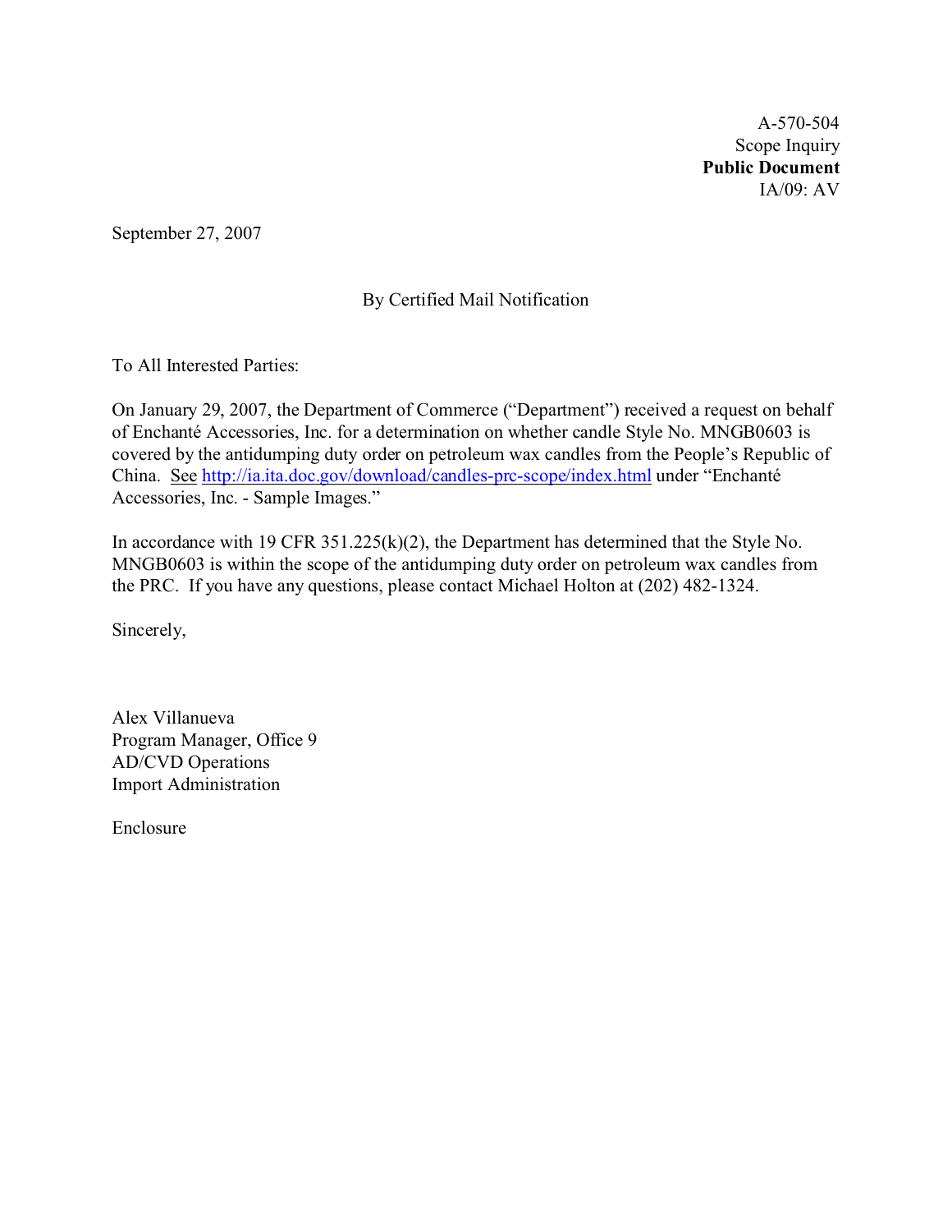A-570-504
Scope Inquiry
**Public Document**
IA/09: AV

September 27, 2007

By Certified Mail Notification

To All Interested Parties:

On January 29, 2007, the Department of Commerce ("Department") received a request on behalf of Enchanté Accessories, Inc. for a determination on whether candle Style No. MNGB0603 is covered by the antidumping duty order on petroleum wax candles from the People's Republic of China. See http://ia.ita.doc.gov/download/candles-prc-scope/index.html under "Enchanté Accessories, Inc. - Sample Images."

In accordance with 19 CFR 351.225(k)(2), the Department has determined that the Style No. MNGB0603 is within the scope of the antidumping duty order on petroleum wax candles from the PRC. If you have any questions, please contact Michael Holton at (202) 482-1324.

Sincerely,

Alex Villanueva
Program Manager, Office 9
AD/CVD Operations
Import Administration

Enclosure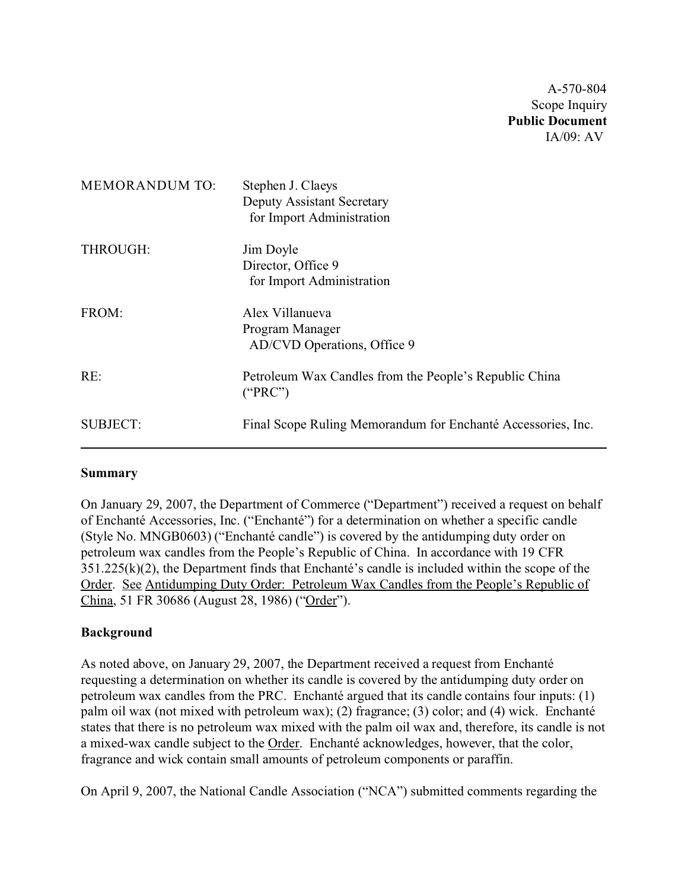A-570-804
Scope Inquiry
**Public Document**
IA/09: AV

| | |
|---|---|
| MEMORANDUM TO: | Stephen J. Claeys<br>Deputy Assistant Secretary<br>for Import Administration |
| THROUGH: | Jim Doyle<br>Director, Office 9<br>for Import Administration |
| FROM: | Alex Villanueva<br>Program Manager<br>AD/CVD Operations, Office 9 |
| RE: | Petroleum Wax Candles from the People's Republic China ("PRC") |
| SUBJECT: | Final Scope Ruling Memorandum for Enchanté Accessories, Inc. |

---

**Summary**

On January 29, 2007, the Department of Commerce ("Department") received a request on behalf of Enchanté Accessories, Inc. ("Enchanté") for a determination on whether a specific candle (Style No. MNGB0603) ("Enchanté candle") is covered by the antidumping duty order on petroleum wax candles from the People's Republic of China. In accordance with 19 CFR 351.225(k)(2), the Department finds that Enchanté's candle is included within the scope of the Order. See Antidumping Duty Order: Petroleum Wax Candles from the People's Republic of China, 51 FR 30686 (August 28, 1986) ("Order").

**Background**

As noted above, on January 29, 2007, the Department received a request from Enchanté requesting a determination on whether its candle is covered by the antidumping duty order on petroleum wax candles from the PRC. Enchanté argued that its candle contains four inputs: (1) palm oil wax (not mixed with petroleum wax); (2) fragrance; (3) color; and (4) wick. Enchanté states that there is no petroleum wax mixed with the palm oil wax and, therefore, its candle is not a mixed-wax candle subject to the Order. Enchanté acknowledges, however, that the color, fragrance and wick contain small amounts of petroleum components or paraffin.

On April 9, 2007, the National Candle Association ("NCA") submitted comments regarding the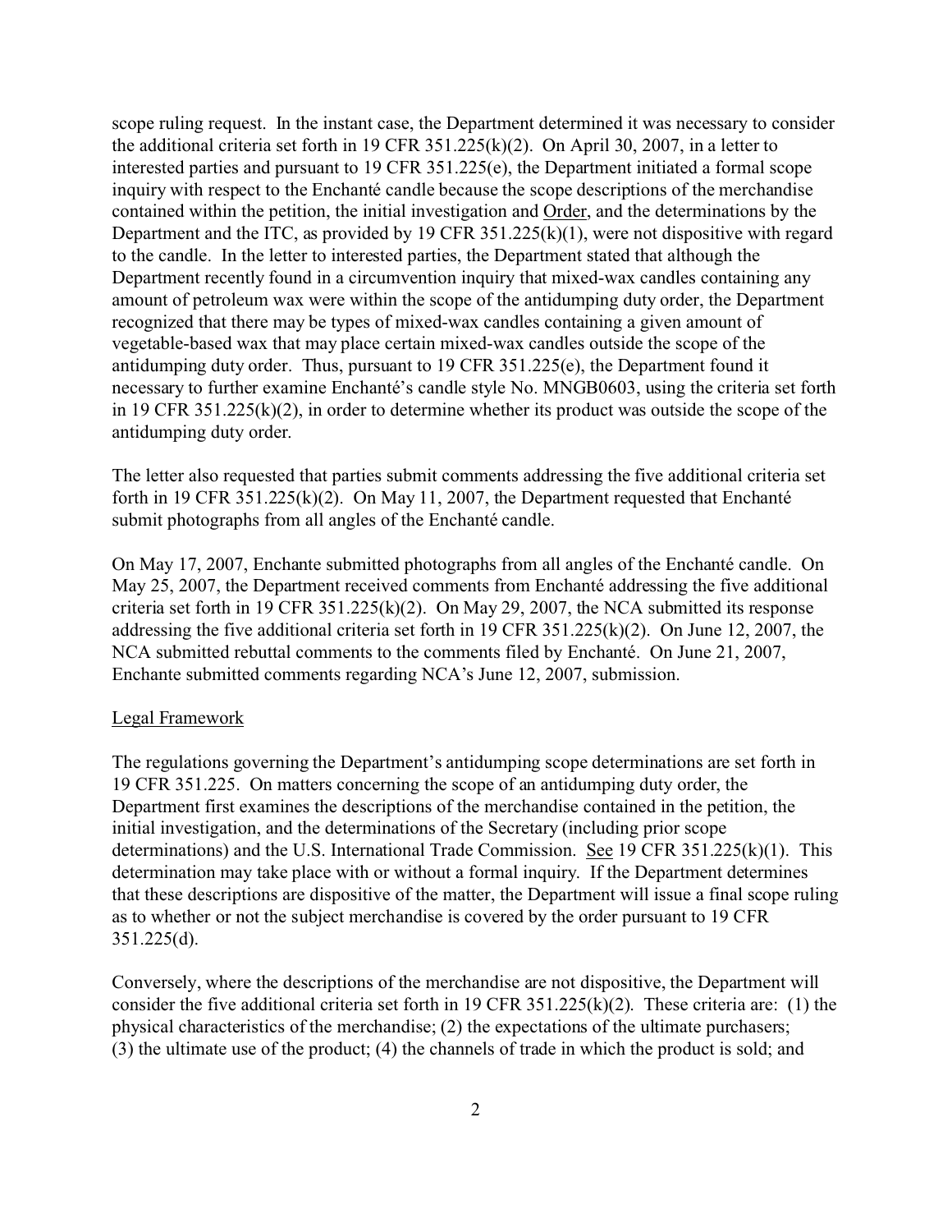scope ruling request. In the instant case, the Department determined it was necessary to consider the additional criteria set forth in 19 CFR 351.225(k)(2). On April 30, 2007, in a letter to interested parties and pursuant to 19 CFR 351.225(e), the Department initiated a formal scope inquiry with respect to the Enchanté candle because the scope descriptions of the merchandise contained within the petition, the initial investigation and Order, and the determinations by the Department and the ITC, as provided by 19 CFR 351.225(k)(1), were not dispositive with regard to the candle. In the letter to interested parties, the Department stated that although the Department recently found in a circumvention inquiry that mixed-wax candles containing any amount of petroleum wax were within the scope of the antidumping duty order, the Department recognized that there may be types of mixed-wax candles containing a given amount of vegetable-based wax that may place certain mixed-wax candles outside the scope of the antidumping duty order. Thus, pursuant to 19 CFR 351.225(e), the Department found it necessary to further examine Enchanté's candle style No. MNGB0603, using the criteria set forth in 19 CFR 351.225(k)(2), in order to determine whether its product was outside the scope of the antidumping duty order.

The letter also requested that parties submit comments addressing the five additional criteria set forth in 19 CFR 351.225(k)(2). On May 11, 2007, the Department requested that Enchanté submit photographs from all angles of the Enchanté candle.

On May 17, 2007, Enchante submitted photographs from all angles of the Enchanté candle. On May 25, 2007, the Department received comments from Enchanté addressing the five additional criteria set forth in 19 CFR 351.225(k)(2). On May 29, 2007, the NCA submitted its response addressing the five additional criteria set forth in 19 CFR 351.225(k)(2). On June 12, 2007, the NCA submitted rebuttal comments to the comments filed by Enchanté. On June 21, 2007, Enchante submitted comments regarding NCA's June 12, 2007, submission.

## Legal Framework

The regulations governing the Department's antidumping scope determinations are set forth in 19 CFR 351.225. On matters concerning the scope of an antidumping duty order, the Department first examines the descriptions of the merchandise contained in the petition, the initial investigation, and the determinations of the Secretary (including prior scope determinations) and the U.S. International Trade Commission. See 19 CFR 351.225(k)(1). This determination may take place with or without a formal inquiry. If the Department determines that these descriptions are dispositive of the matter, the Department will issue a final scope ruling as to whether or not the subject merchandise is covered by the order pursuant to 19 CFR 351.225(d).

Conversely, where the descriptions of the merchandise are not dispositive, the Department will consider the five additional criteria set forth in 19 CFR 351.225(k)(2). These criteria are: (1) the physical characteristics of the merchandise; (2) the expectations of the ultimate purchasers; (3) the ultimate use of the product; (4) the channels of trade in which the product is sold; and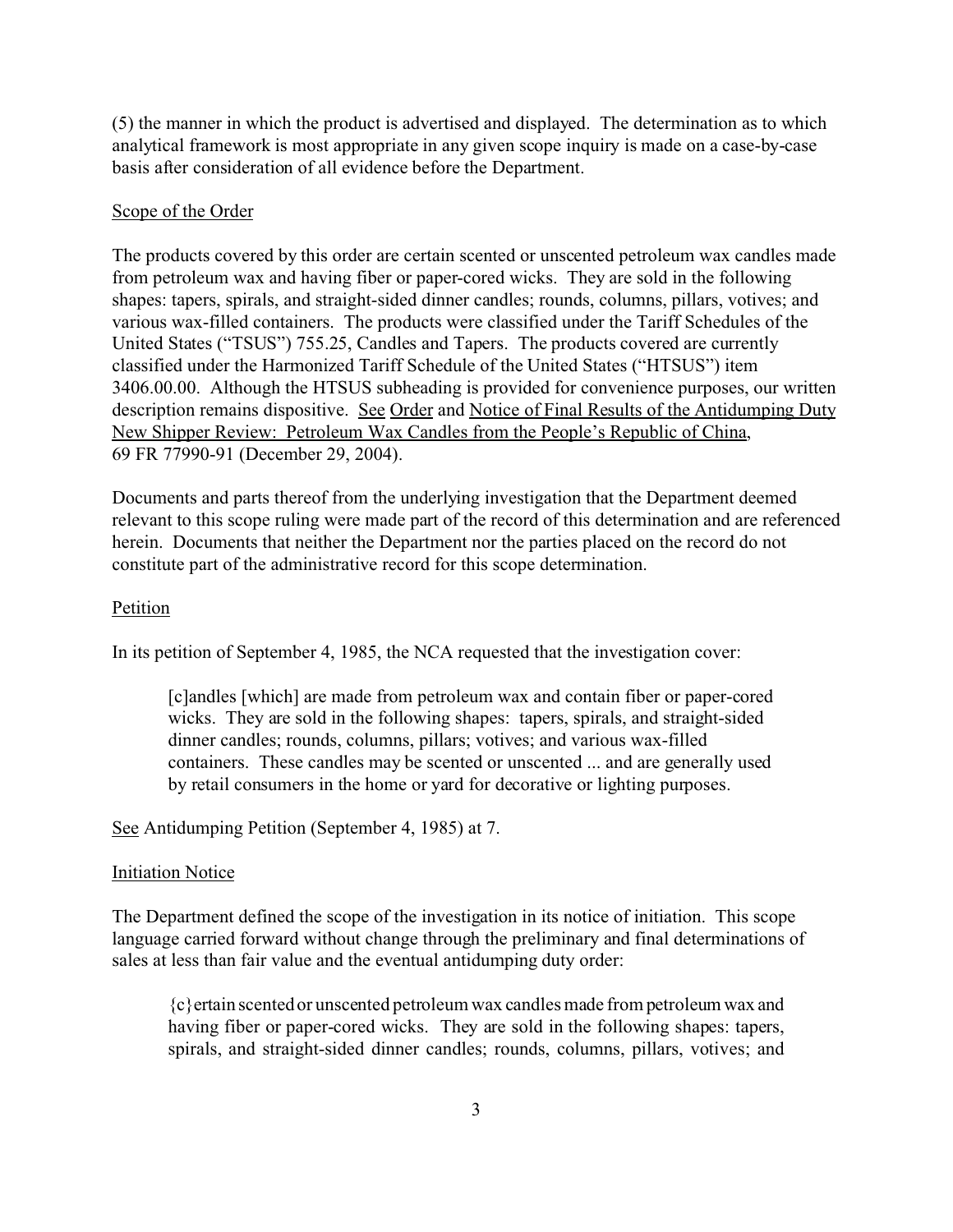(5) the manner in which the product is advertised and displayed. The determination as to which analytical framework is most appropriate in any given scope inquiry is made on a case-by-case basis after consideration of all evidence before the Department.

## Scope of the Order

The products covered by this order are certain scented or unscented petroleum wax candles made from petroleum wax and having fiber or paper-cored wicks. They are sold in the following shapes: tapers, spirals, and straight-sided dinner candles; rounds, columns, pillars, votives; and various wax-filled containers. The products were classified under the Tariff Schedules of the United States ("TSUS") 755.25, Candles and Tapers. The products covered are currently classified under the Harmonized Tariff Schedule of the United States ("HTSUS") item 3406.00.00. Although the HTSUS subheading is provided for convenience purposes, our written description remains dispositive. See Order and Notice of Final Results of the Antidumping Duty New Shipper Review: Petroleum Wax Candles from the People's Republic of China, 69 FR 77990-91 (December 29, 2004).

Documents and parts thereof from the underlying investigation that the Department deemed relevant to this scope ruling were made part of the record of this determination and are referenced herein. Documents that neither the Department nor the parties placed on the record do not constitute part of the administrative record for this scope determination.

## Petition

In its petition of September 4, 1985, the NCA requested that the investigation cover:

> [c]andles [which] are made from petroleum wax and contain fiber or paper-cored wicks. They are sold in the following shapes: tapers, spirals, and straight-sided dinner candles; rounds, columns, pillars; votives; and various wax-filled containers. These candles may be scented or unscented ... and are generally used by retail consumers in the home or yard for decorative or lighting purposes.

See Antidumping Petition (September 4, 1985) at 7.

## Initiation Notice

The Department defined the scope of the investigation in its notice of initiation. This scope language carried forward without change through the preliminary and final determinations of sales at less than fair value and the eventual antidumping duty order:

> {c}ertain scented or unscented petroleum wax candles made from petroleum wax and having fiber or paper-cored wicks. They are sold in the following shapes: tapers, spirals, and straight-sided dinner candles; rounds, columns, pillars, votives; and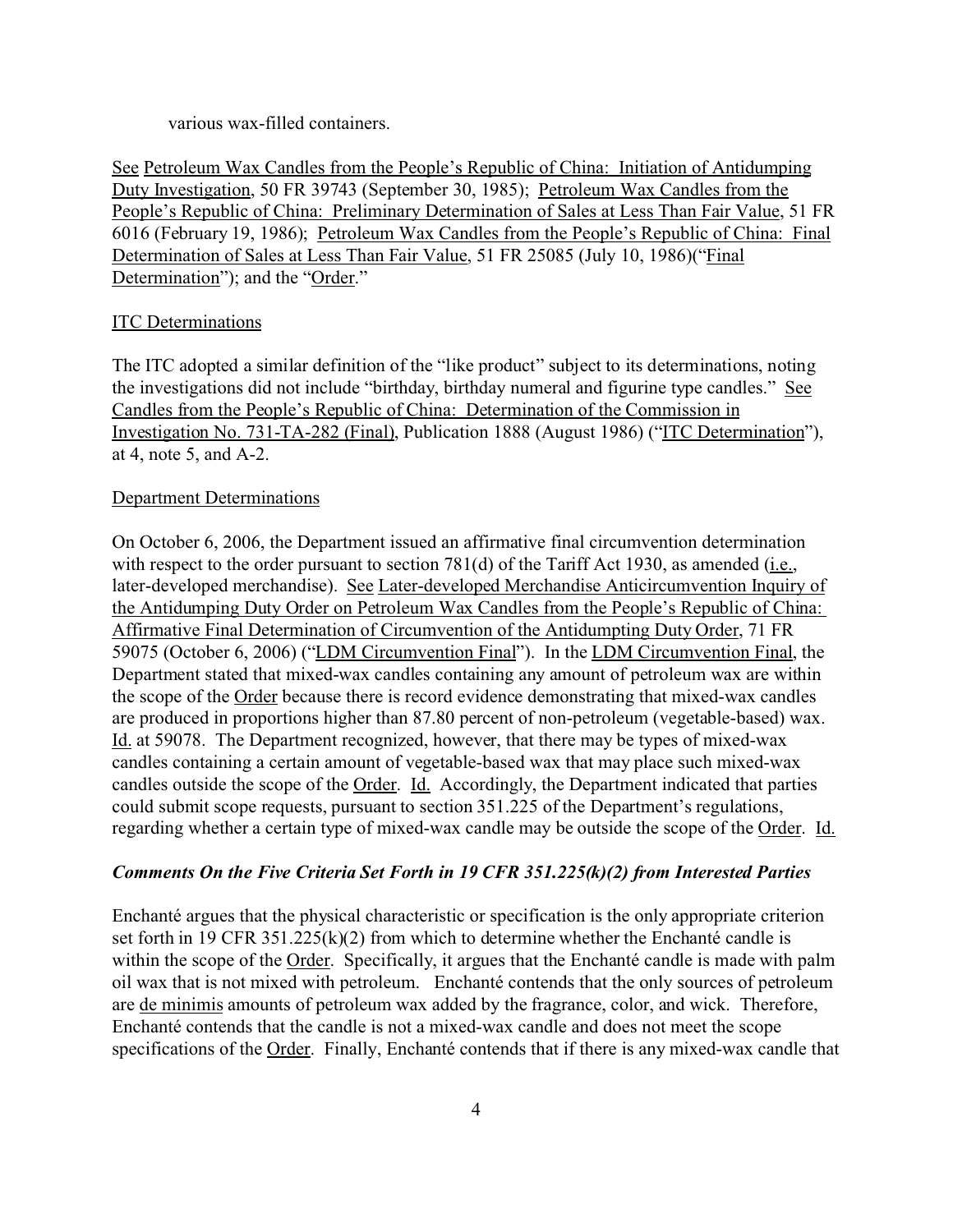various wax-filled containers.

See Petroleum Wax Candles from the People's Republic of China: Initiation of Antidumping Duty Investigation, 50 FR 39743 (September 30, 1985); Petroleum Wax Candles from the People's Republic of China: Preliminary Determination of Sales at Less Than Fair Value, 51 FR 6016 (February 19, 1986); Petroleum Wax Candles from the People's Republic of China: Final Determination of Sales at Less Than Fair Value, 51 FR 25085 (July 10, 1986)("Final Determination"); and the "Order."

ITC Determinations

The ITC adopted a similar definition of the "like product" subject to its determinations, noting the investigations did not include "birthday, birthday numeral and figurine type candles." See Candles from the People's Republic of China: Determination of the Commission in Investigation No. 731-TA-282 (Final), Publication 1888 (August 1986) ("ITC Determination"), at 4, note 5, and A-2.

Department Determinations

On October 6, 2006, the Department issued an affirmative final circumvention determination with respect to the order pursuant to section 781(d) of the Tariff Act 1930, as amended (i.e., later-developed merchandise). See Later-developed Merchandise Anticircumvention Inquiry of the Antidumping Duty Order on Petroleum Wax Candles from the People's Republic of China: Affirmative Final Determination of Circumvention of the Antidumpting Duty Order, 71 FR 59075 (October 6, 2006) ("LDM Circumvention Final"). In the LDM Circumvention Final, the Department stated that mixed-wax candles containing any amount of petroleum wax are within the scope of the Order because there is record evidence demonstrating that mixed-wax candles are produced in proportions higher than 87.80 percent of non-petroleum (vegetable-based) wax. Id. at 59078. The Department recognized, however, that there may be types of mixed-wax candles containing a certain amount of vegetable-based wax that may place such mixed-wax candles outside the scope of the Order. Id. Accordingly, the Department indicated that parties could submit scope requests, pursuant to section 351.225 of the Department's regulations, regarding whether a certain type of mixed-wax candle may be outside the scope of the Order. Id.

***Comments On the Five Criteria Set Forth in 19 CFR 351.225(k)(2) from Interested Parties***

Enchanté argues that the physical characteristic or specification is the only appropriate criterion set forth in 19 CFR 351.225(k)(2) from which to determine whether the Enchanté candle is within the scope of the Order. Specifically, it argues that the Enchanté candle is made with palm oil wax that is not mixed with petroleum. Enchanté contends that the only sources of petroleum are de minimis amounts of petroleum wax added by the fragrance, color, and wick. Therefore, Enchanté contends that the candle is not a mixed-wax candle and does not meet the scope specifications of the Order. Finally, Enchanté contends that if there is any mixed-wax candle that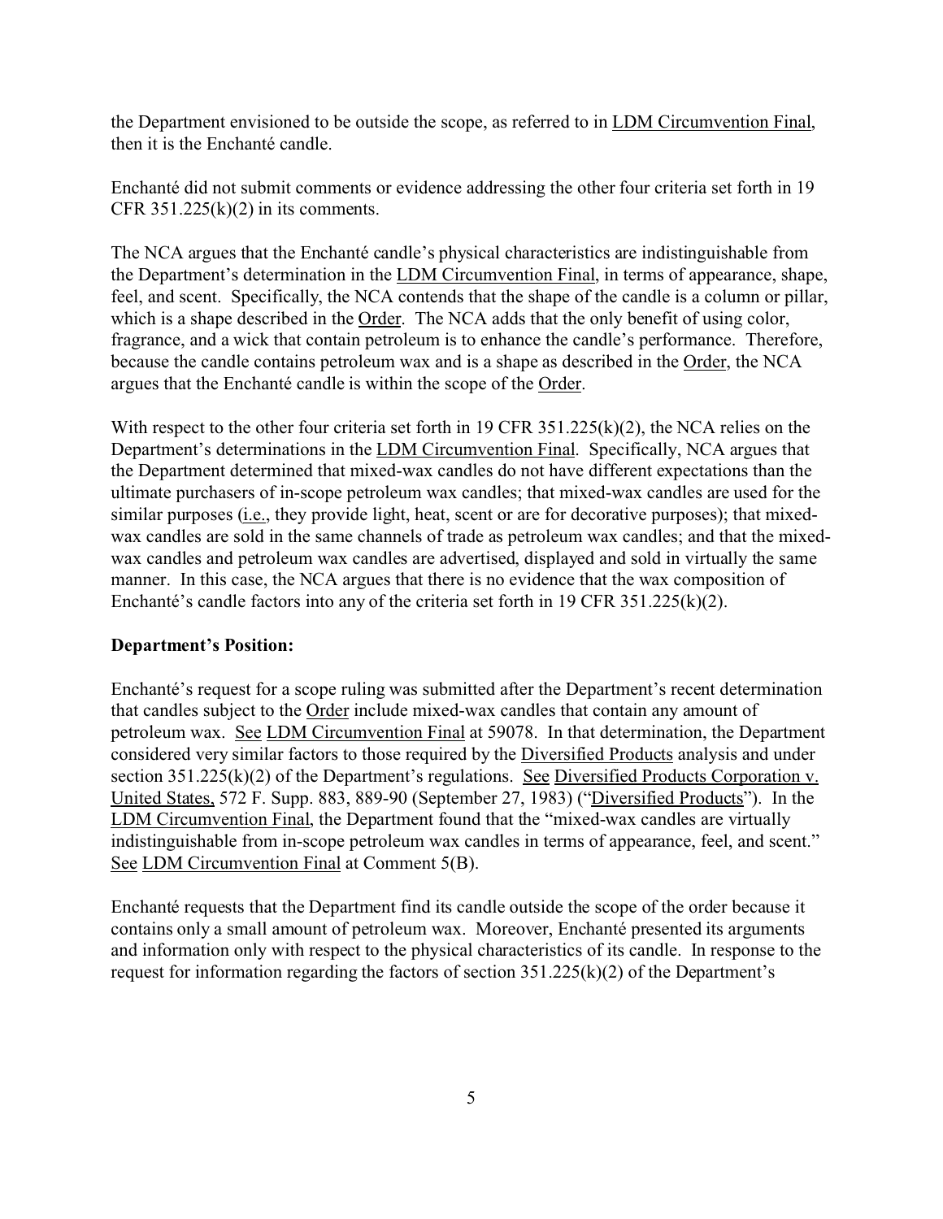the Department envisioned to be outside the scope, as referred to in LDM Circumvention Final, then it is the Enchanté candle.

Enchanté did not submit comments or evidence addressing the other four criteria set forth in 19 CFR 351.225(k)(2) in its comments.

The NCA argues that the Enchanté candle's physical characteristics are indistinguishable from the Department's determination in the LDM Circumvention Final, in terms of appearance, shape, feel, and scent. Specifically, the NCA contends that the shape of the candle is a column or pillar, which is a shape described in the Order. The NCA adds that the only benefit of using color, fragrance, and a wick that contain petroleum is to enhance the candle's performance. Therefore, because the candle contains petroleum wax and is a shape as described in the Order, the NCA argues that the Enchanté candle is within the scope of the Order.

With respect to the other four criteria set forth in 19 CFR 351.225(k)(2), the NCA relies on the Department's determinations in the LDM Circumvention Final. Specifically, NCA argues that the Department determined that mixed-wax candles do not have different expectations than the ultimate purchasers of in-scope petroleum wax candles; that mixed-wax candles are used for the similar purposes (i.e., they provide light, heat, scent or are for decorative purposes); that mixed-wax candles are sold in the same channels of trade as petroleum wax candles; and that the mixed-wax candles and petroleum wax candles are advertised, displayed and sold in virtually the same manner. In this case, the NCA argues that there is no evidence that the wax composition of Enchanté's candle factors into any of the criteria set forth in 19 CFR 351.225(k)(2).

**Department's Position:**

Enchanté's request for a scope ruling was submitted after the Department's recent determination that candles subject to the Order include mixed-wax candles that contain any amount of petroleum wax. See LDM Circumvention Final at 59078. In that determination, the Department considered very similar factors to those required by the Diversified Products analysis and under section 351.225(k)(2) of the Department's regulations. See Diversified Products Corporation v. United States, 572 F. Supp. 883, 889-90 (September 27, 1983) ("Diversified Products"). In the LDM Circumvention Final, the Department found that the "mixed-wax candles are virtually indistinguishable from in-scope petroleum wax candles in terms of appearance, feel, and scent." See LDM Circumvention Final at Comment 5(B).

Enchanté requests that the Department find its candle outside the scope of the order because it contains only a small amount of petroleum wax. Moreover, Enchanté presented its arguments and information only with respect to the physical characteristics of its candle. In response to the request for information regarding the factors of section 351.225(k)(2) of the Department's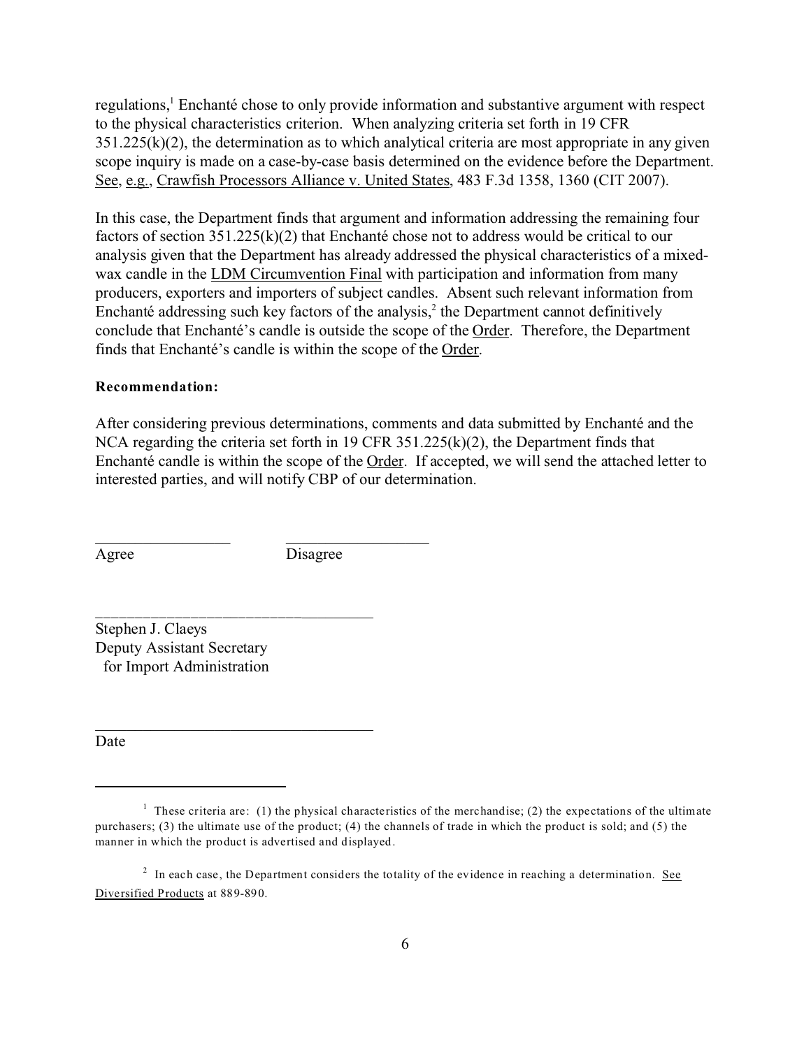regulations,[1] Enchanté chose to only provide information and substantive argument with respect to the physical characteristics criterion. When analyzing criteria set forth in 19 CFR 351.225(k)(2), the determination as to which analytical criteria are most appropriate in any given scope inquiry is made on a case-by-case basis determined on the evidence before the Department. See, e.g., Crawfish Processors Alliance v. United States, 483 F.3d 1358, 1360 (CIT 2007).

In this case, the Department finds that argument and information addressing the remaining four factors of section 351.225(k)(2) that Enchanté chose not to address would be critical to our analysis given that the Department has already addressed the physical characteristics of a mixed-wax candle in the LDM Circumvention Final with participation and information from many producers, exporters and importers of subject candles. Absent such relevant information from Enchanté addressing such key factors of the analysis,[2] the Department cannot definitively conclude that Enchanté's candle is outside the scope of the Order. Therefore, the Department finds that Enchanté's candle is within the scope of the Order.

**Recommendation:**

After considering previous determinations, comments and data submitted by Enchanté and the NCA regarding the criteria set forth in 19 CFR 351.225(k)(2), the Department finds that Enchanté candle is within the scope of the Order. If accepted, we will send the attached letter to interested parties, and will notify CBP of our determination.

\_\_\_\_\_\_\_\_\_\_\_\_\_\_\_\_\_ \_\_\_\_\_\_\_\_\_\_\_\_\_\_\_\_\_\_

Agree Disagree

\_\_\_\_\_\_\_\_\_\_\_\_\_\_\_\_\_\_\_\_\_\_\_\_\_\_\_\_\_\_\_\_\_\_\_\_

Stephen J. Claeys
Deputy Assistant Secretary
for Import Administration

\_\_\_\_\_\_\_\_\_\_\_\_\_\_\_\_\_\_\_\_\_\_\_\_\_\_\_\_\_\_\_\_\_\_\_\_

Date

---

[1] These criteria are: (1) the physical characteristics of the merchandise; (2) the expectations of the ultimate purchasers; (3) the ultimate use of the product; (4) the channels of trade in which the product is sold; and (5) the manner in which the product is advertised and displayed.

[2] In each case, the Department considers the totality of the evidence in reaching a determination. See Diversified Products at 889-890.